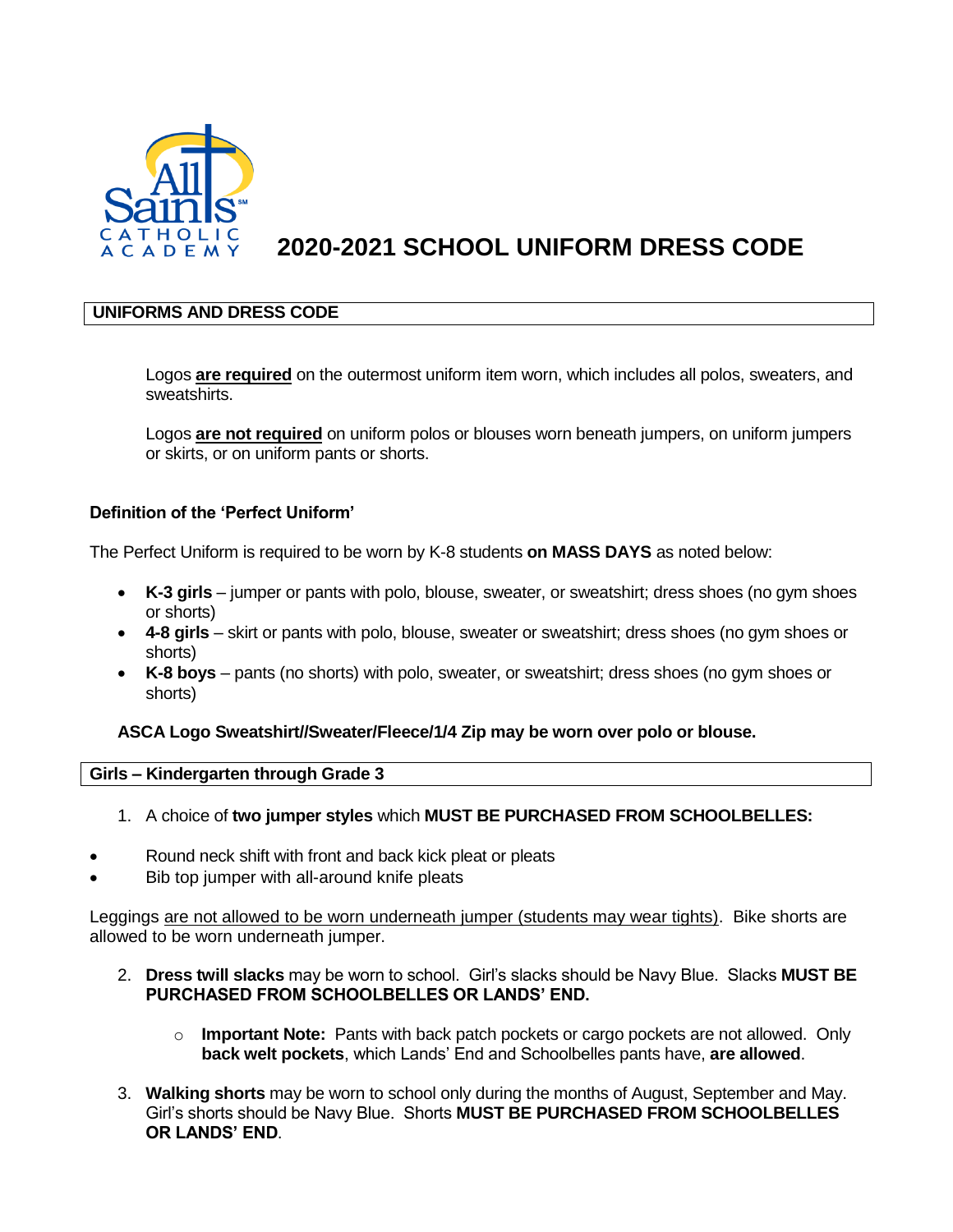All Saints Catholic Academy

# 2020-2021 SCHOOL UNIFORM DRESS CODE

## UNIFORMS AND DRESS CODE

Logos **are required** on the outermost uniform item worn, which includes all polos, sweaters, and sweatshirts.

Logos **are not required** on uniform polos or blouses worn beneath jumpers, on uniform jumpers or skirts, or on uniform pants or shorts.

### Definition of the 'Perfect Uniform'

The Perfect Uniform is required to be worn by K-8 students **on MASS DAYS** as noted below:

- **K-3 girls** – jumper or pants with polo, blouse, sweater, or sweatshirt; dress shoes (no gym shoes or shorts)
- **4-8 girls** – skirt or pants with polo, blouse, sweater or sweatshirt; dress shoes (no gym shoes or shorts)
- **K-8 boys** – pants (no shorts) with polo, sweater, or sweatshirt; dress shoes (no gym shoes or shorts)

**ASCA Logo Sweatshirt//Sweater/Fleece/1/4 Zip may be worn over polo or blouse.**

## Girls – Kindergarten through Grade 3

1. A choice of **two jumper styles** which **MUST BE PURCHASED FROM SCHOOLBELLES:**

- Round neck shift with front and back kick pleat or pleats
- Bib top jumper with all-around knife pleats

Leggings are not allowed to be worn underneath jumper (students may wear tights). Bike shorts are allowed to be worn underneath jumper.

2. **Dress twill slacks** may be worn to school. Girl's slacks should be Navy Blue. Slacks **MUST BE PURCHASED FROM SCHOOLBELLES OR LANDS' END.**

   - **Important Note:** Pants with back patch pockets or cargo pockets are not allowed. Only **back welt pockets**, which Lands' End and Schoolbelles pants have, **are allowed**.

3. **Walking shorts** may be worn to school only during the months of August, September and May. Girl's shorts should be Navy Blue. Shorts **MUST BE PURCHASED FROM SCHOOLBELLES OR LANDS' END**.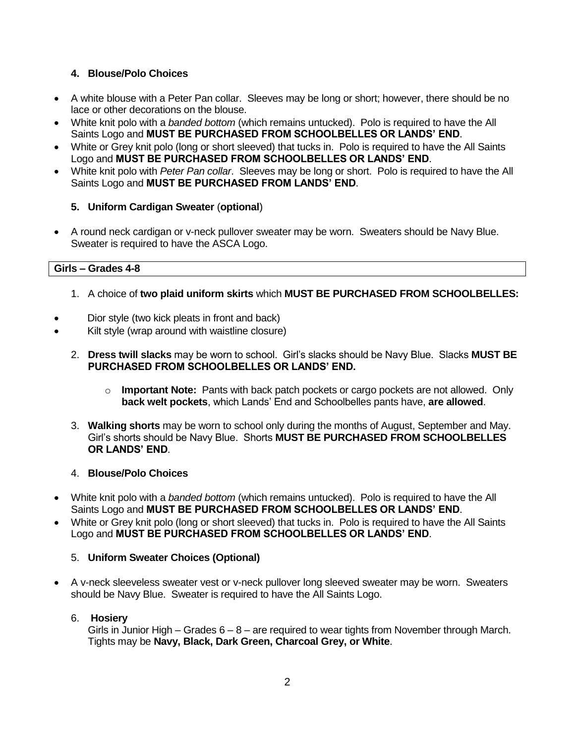**4. Blouse/Polo Choices**

- A white blouse with a Peter Pan collar. Sleeves may be long or short; however, there should be no lace or other decorations on the blouse.
- White knit polo with a *banded bottom* (which remains untucked). Polo is required to have the All Saints Logo and **MUST BE PURCHASED FROM SCHOOLBELLES OR LANDS' END**.
- White or Grey knit polo (long or short sleeved) that tucks in. Polo is required to have the All Saints Logo and **MUST BE PURCHASED FROM SCHOOLBELLES OR LANDS' END**.
- White knit polo with *Peter Pan collar*. Sleeves may be long or short. Polo is required to have the All Saints Logo and **MUST BE PURCHASED FROM LANDS' END**.

**5. Uniform Cardigan Sweater** (**optional**)

- A round neck cardigan or v-neck pullover sweater may be worn. Sweaters should be Navy Blue. Sweater is required to have the ASCA Logo.

## Girls – Grades 4-8

1. A choice of **two plaid uniform skirts** which **MUST BE PURCHASED FROM SCHOOLBELLES:**

- Dior style (two kick pleats in front and back)
- Kilt style (wrap around with waistline closure)

2. **Dress twill slacks** may be worn to school. Girl's slacks should be Navy Blue. Slacks **MUST BE PURCHASED FROM SCHOOLBELLES OR LANDS' END.**

    - **Important Note:** Pants with back patch pockets or cargo pockets are not allowed. Only **back welt pockets**, which Lands' End and Schoolbelles pants have, **are allowed**.

3. **Walking shorts** may be worn to school only during the months of August, September and May. Girl's shorts should be Navy Blue. Shorts **MUST BE PURCHASED FROM SCHOOLBELLES OR LANDS' END**.

4. **Blouse/Polo Choices**

- White knit polo with a *banded bottom* (which remains untucked). Polo is required to have the All Saints Logo and **MUST BE PURCHASED FROM SCHOOLBELLES OR LANDS' END**.
- White or Grey knit polo (long or short sleeved) that tucks in. Polo is required to have the All Saints Logo and **MUST BE PURCHASED FROM SCHOOLBELLES OR LANDS' END**.

5. **Uniform Sweater Choices (Optional)**

- A v-neck sleeveless sweater vest or v-neck pullover long sleeved sweater may be worn. Sweaters should be Navy Blue. Sweater is required to have the All Saints Logo.

6. **Hosiery**

Girls in Junior High – Grades 6 – 8 – are required to wear tights from November through March. Tights may be **Navy, Black, Dark Green, Charcoal Grey, or White**.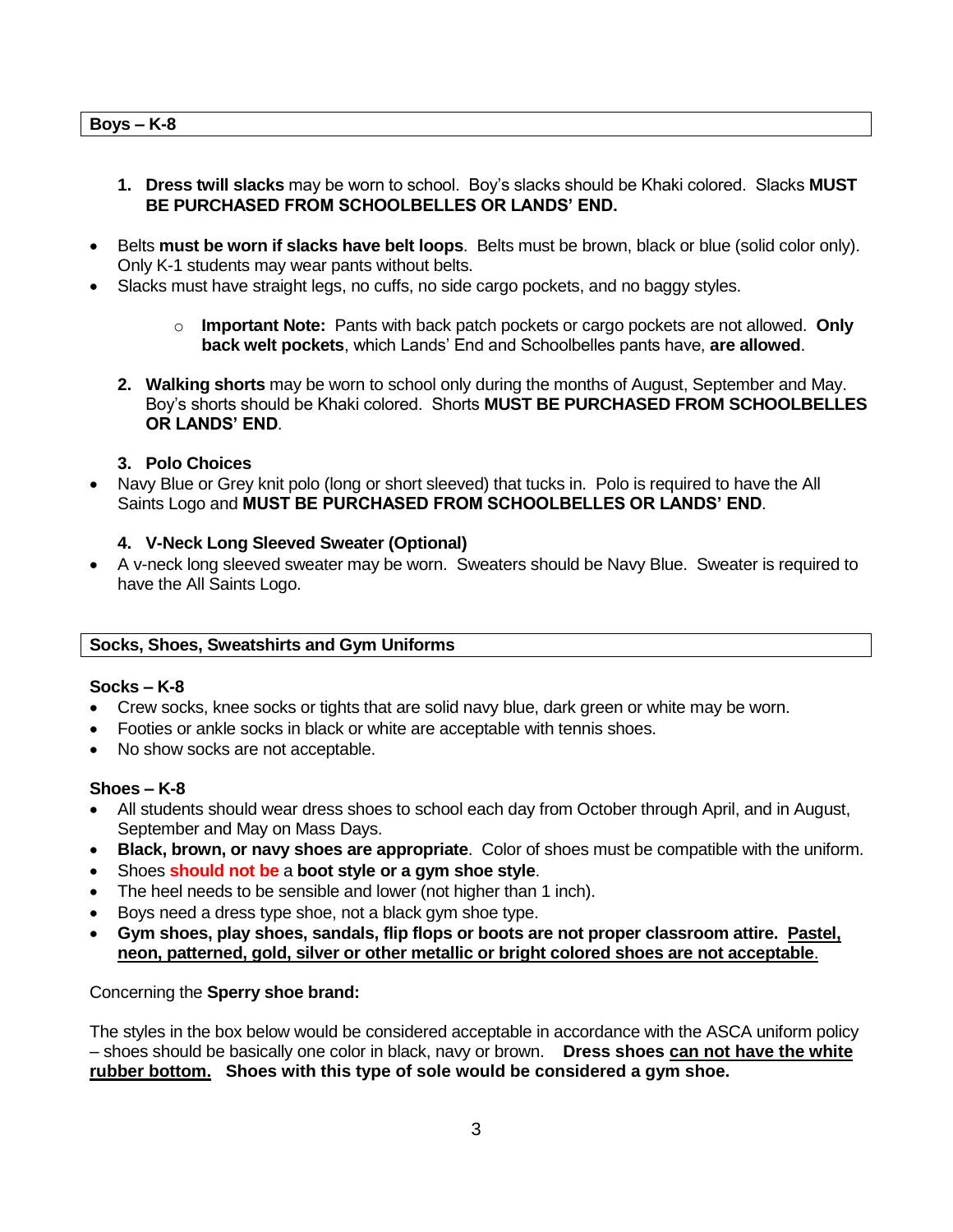## Boys – K-8

1. **Dress twill slacks** may be worn to school. Boy's slacks should be Khaki colored. Slacks **MUST BE PURCHASED FROM SCHOOLBELLES OR LANDS' END.**

- Belts **must be worn if slacks have belt loops**. Belts must be brown, black or blue (solid color only). Only K-1 students may wear pants without belts.
- Slacks must have straight legs, no cuffs, no side cargo pockets, and no baggy styles.
  - **Important Note:** Pants with back patch pockets or cargo pockets are not allowed. **Only back welt pockets**, which Lands' End and Schoolbelles pants have, **are allowed**.

2. **Walking shorts** may be worn to school only during the months of August, September and May. Boy's shorts should be Khaki colored. Shorts **MUST BE PURCHASED FROM SCHOOLBELLES OR LANDS' END**.

3. **Polo Choices**

- Navy Blue or Grey knit polo (long or short sleeved) that tucks in. Polo is required to have the All Saints Logo and **MUST BE PURCHASED FROM SCHOOLBELLES OR LANDS' END**.

4. **V-Neck Long Sleeved Sweater (Optional)**

- A v-neck long sleeved sweater may be worn. Sweaters should be Navy Blue. Sweater is required to have the All Saints Logo.

## Socks, Shoes, Sweatshirts and Gym Uniforms

**Socks – K-8**

- Crew socks, knee socks or tights that are solid navy blue, dark green or white may be worn.
- Footies or ankle socks in black or white are acceptable with tennis shoes.
- No show socks are not acceptable.

**Shoes – K-8**

- All students should wear dress shoes to school each day from October through April, and in August, September and May on Mass Days.
- **Black, brown, or navy shoes are appropriate**. Color of shoes must be compatible with the uniform.
- Shoes **should not be** a **boot style or a gym shoe style**.
- The heel needs to be sensible and lower (not higher than 1 inch).
- Boys need a dress type shoe, not a black gym shoe type.
- **Gym shoes, play shoes, sandals, flip flops or boots are not proper classroom attire. <u>Pastel, neon, patterned, gold, silver or other metallic or bright colored shoes are not acceptable</u>.**

Concerning the **Sperry shoe brand:**

The styles in the box below would be considered acceptable in accordance with the ASCA uniform policy – shoes should be basically one color in black, navy or brown. **Dress shoes <u>can not have the white rubber bottom.</u> Shoes with this type of sole would be considered a gym shoe.**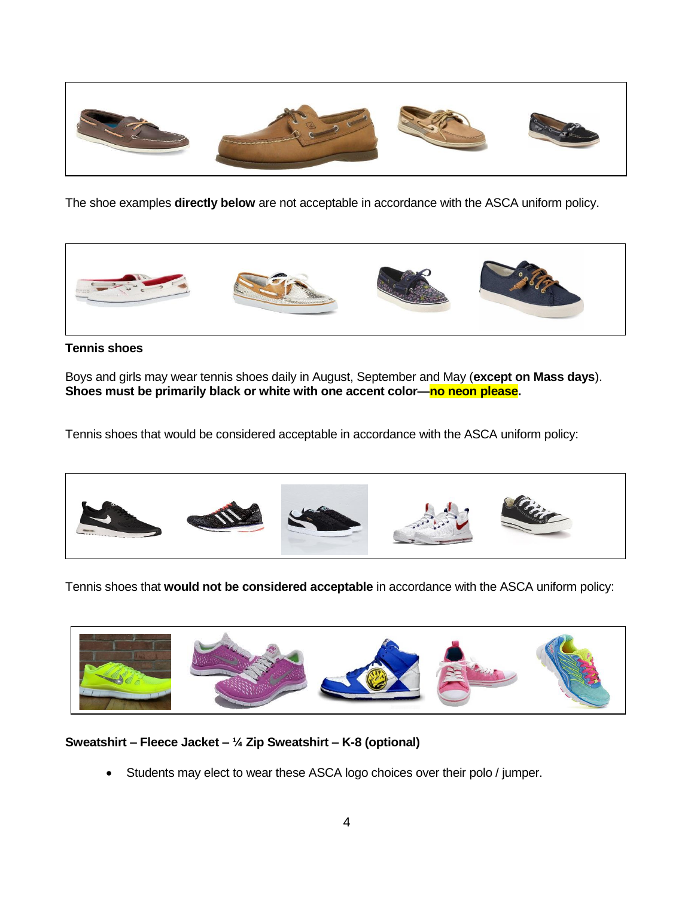The shoe examples **directly below** are not acceptable in accordance with the ASCA uniform policy.

**Tennis shoes**

Boys and girls may wear tennis shoes daily in August, September and May (**except on Mass days**). **Shoes must be primarily black or white with one accent color—no neon please.**

Tennis shoes that would be considered acceptable in accordance with the ASCA uniform policy:

Tennis shoes that **would not be considered acceptable** in accordance with the ASCA uniform policy:

**Sweatshirt – Fleece Jacket – ¼ Zip Sweatshirt – K-8 (optional)**

- Students may elect to wear these ASCA logo choices over their polo / jumper.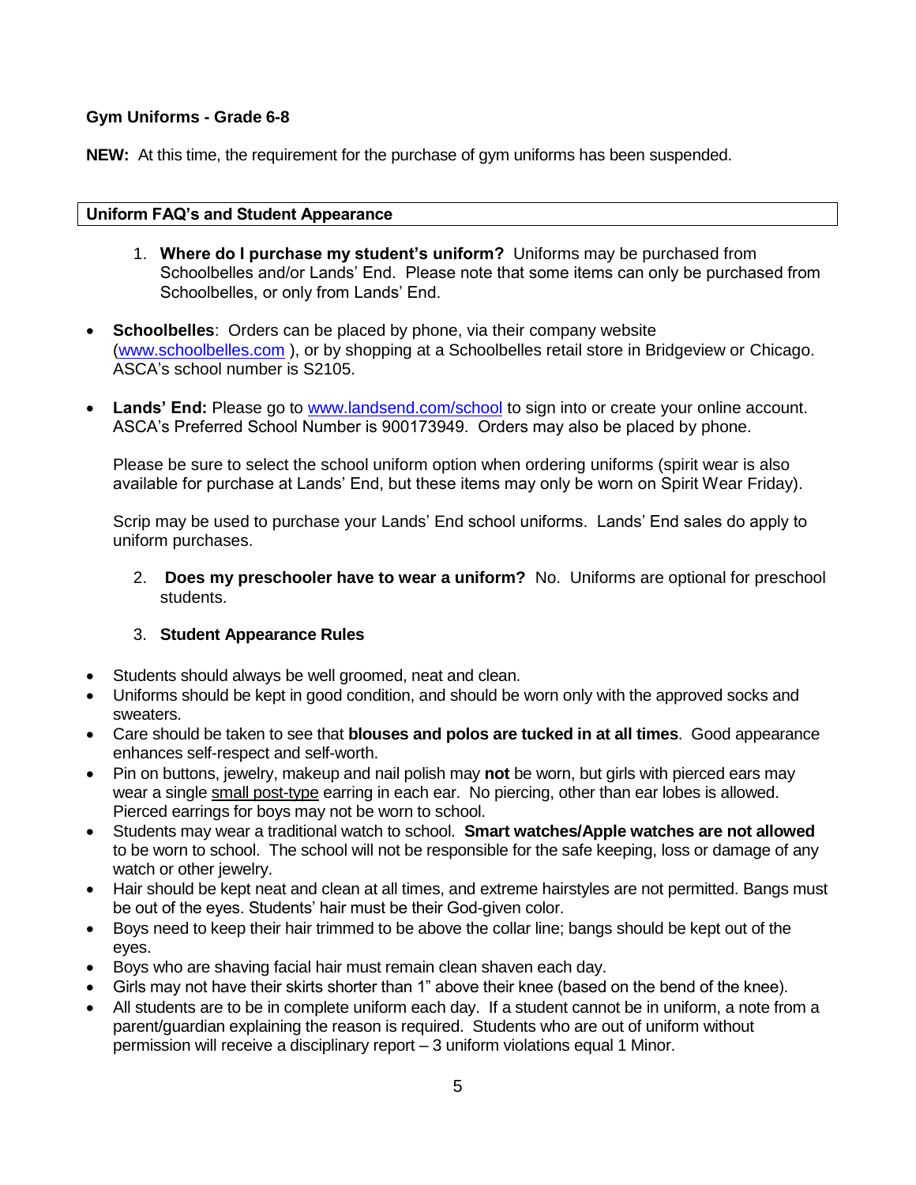**Gym Uniforms - Grade 6-8**

**NEW:** At this time, the requirement for the purchase of gym uniforms has been suspended.

## Uniform FAQ's and Student Appearance

1. **Where do I purchase my student's uniform?** Uniforms may be purchased from Schoolbelles and/or Lands' End. Please note that some items can only be purchased from Schoolbelles, or only from Lands' End.

- **Schoolbelles**: Orders can be placed by phone, via their company website (www.schoolbelles.com ), or by shopping at a Schoolbelles retail store in Bridgeview or Chicago. ASCA's school number is S2105.

- **Lands' End:** Please go to www.landsend.com/school to sign into or create your online account. ASCA's Preferred School Number is 900173949. Orders may also be placed by phone.

  Please be sure to select the school uniform option when ordering uniforms (spirit wear is also available for purchase at Lands' End, but these items may only be worn on Spirit Wear Friday).

  Scrip may be used to purchase your Lands' End school uniforms. Lands' End sales do apply to uniform purchases.

2. **Does my preschooler have to wear a uniform?** No. Uniforms are optional for preschool students.

3. **Student Appearance Rules**

- Students should always be well groomed, neat and clean.
- Uniforms should be kept in good condition, and should be worn only with the approved socks and sweaters.
- Care should be taken to see that **blouses and polos are tucked in at all times**. Good appearance enhances self-respect and self-worth.
- Pin on buttons, jewelry, makeup and nail polish may **not** be worn, but girls with pierced ears may wear a single <u>small post-type</u> earring in each ear. No piercing, other than ear lobes is allowed. Pierced earrings for boys may not be worn to school.
- Students may wear a traditional watch to school. **Smart watches/Apple watches are not allowed** to be worn to school. The school will not be responsible for the safe keeping, loss or damage of any watch or other jewelry.
- Hair should be kept neat and clean at all times, and extreme hairstyles are not permitted. Bangs must be out of the eyes. Students' hair must be their God-given color.
- Boys need to keep their hair trimmed to be above the collar line; bangs should be kept out of the eyes.
- Boys who are shaving facial hair must remain clean shaven each day.
- Girls may not have their skirts shorter than 1" above their knee (based on the bend of the knee).
- All students are to be in complete uniform each day. If a student cannot be in uniform, a note from a parent/guardian explaining the reason is required. Students who are out of uniform without permission will receive a disciplinary report – 3 uniform violations equal 1 Minor.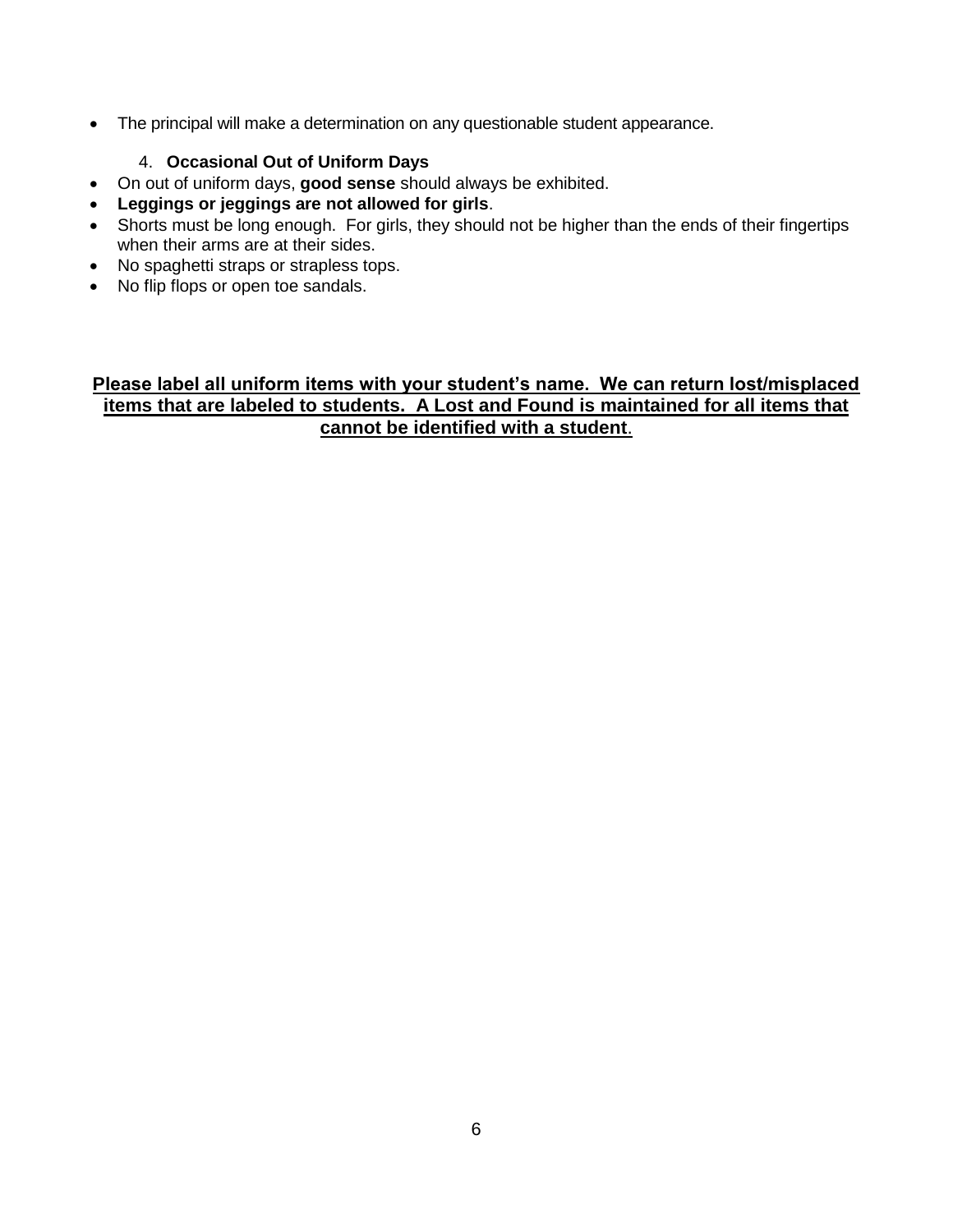- The principal will make a determination on any questionable student appearance.

4. **Occasional Out of Uniform Days**

- On out of uniform days, **good sense** should always be exhibited.
- **Leggings or jeggings are not allowed for girls**.
- Shorts must be long enough. For girls, they should not be higher than the ends of their fingertips when their arms are at their sides.
- No spaghetti straps or strapless tops.
- No flip flops or open toe sandals.

**Please label all uniform items with your student's name. We can return lost/misplaced items that are labeled to students. A Lost and Found is maintained for all items that cannot be identified with a student**.